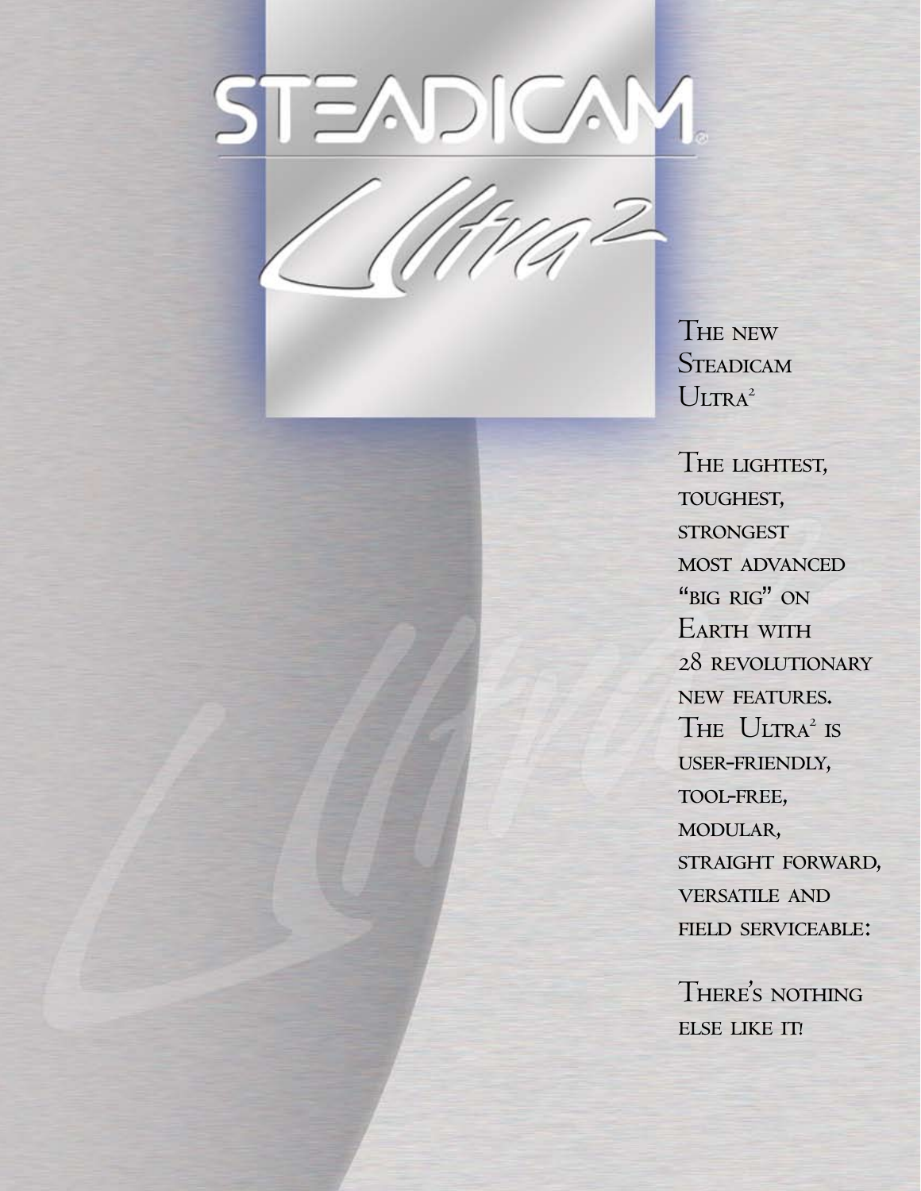# STEADICAM®

## Ultra²

The new Steadicam Ultra²

The lightest, toughest, strongest most advanced "big rig" on Earth with 28 revolutionary new features. The Ultra² is user-friendly, tool-free, modular, straight forward, versatile and field serviceable:

There's nothing else like it!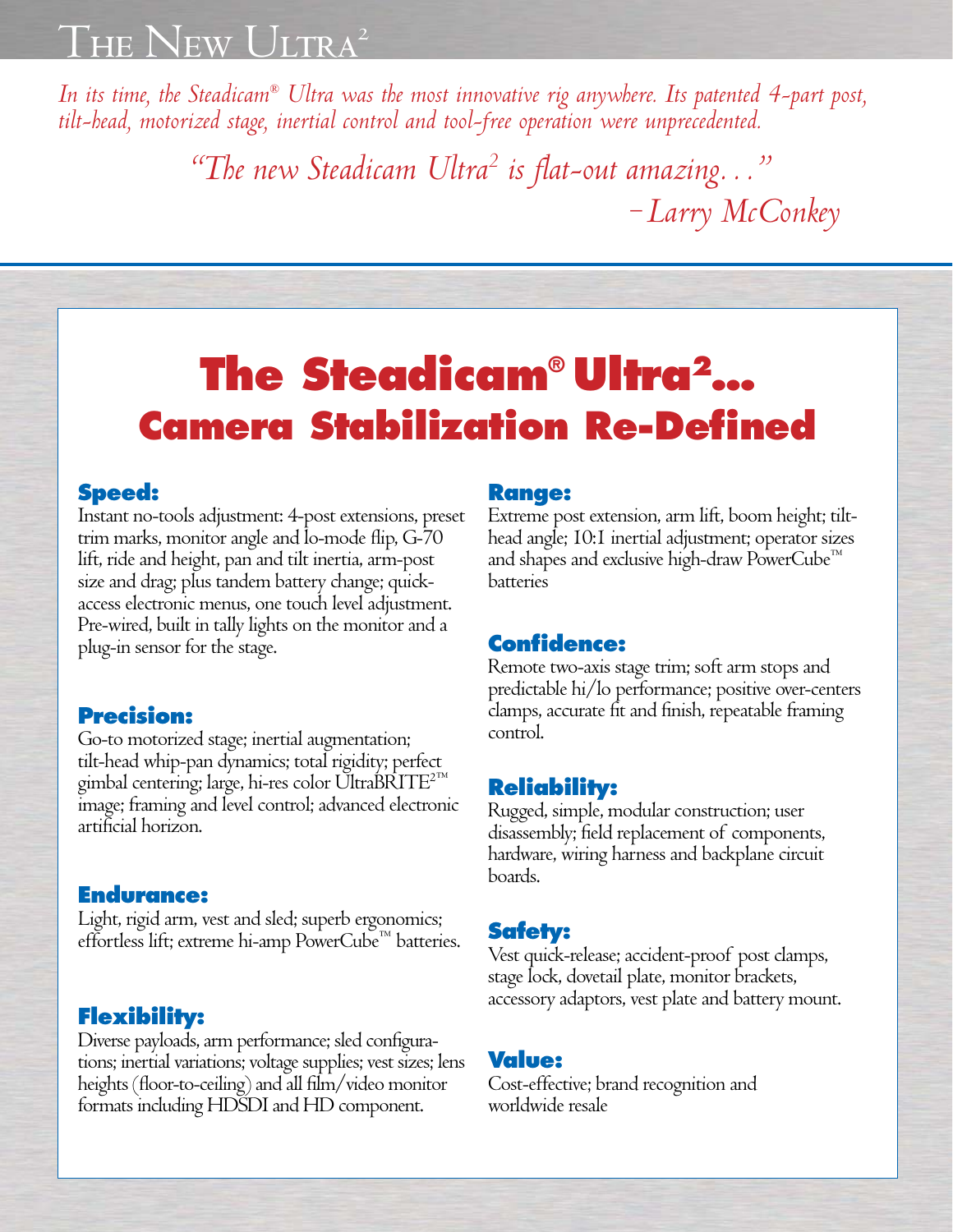# The New Ultra²

*In its time, the Steadicam® Ultra was the most innovative rig anywhere. Its patented 4-part post, tilt-head, motorized stage, inertial control and tool-free operation were unprecedented.*

*"The new Steadicam Ultra² is flat-out amazing…"*
*–Larry McConkey*

## The Steadicam® Ultra²… Camera Stabilization Re-Defined

### Speed:
Instant no-tools adjustment: 4-post extensions, preset trim marks, monitor angle and lo-mode flip, G-70 lift, ride and height, pan and tilt inertia, arm-post size and drag; plus tandem battery change; quick-access electronic menus, one touch level adjustment. Pre-wired, built in tally lights on the monitor and a plug-in sensor for the stage.

### Precision:
Go-to motorized stage; inertial augmentation; tilt-head whip-pan dynamics; total rigidity; perfect gimbal centering; large, hi-res color UltraBRITE²™ image; framing and level control; advanced electronic artificial horizon.

### Endurance:
Light, rigid arm, vest and sled; superb ergonomics; effortless lift; extreme hi-amp PowerCube™ batteries.

### Flexibility:
Diverse payloads, arm performance; sled configurations; inertial variations; voltage supplies; vest sizes; lens heights (floor-to-ceiling) and all film/video monitor formats including HDSDI and HD component.

### Range:
Extreme post extension, arm lift, boom height; tilt-head angle; 10:1 inertial adjustment; operator sizes and shapes and exclusive high-draw PowerCube™ batteries

### Confidence:
Remote two-axis stage trim; soft arm stops and predictable hi/lo performance; positive over-centers clamps, accurate fit and finish, repeatable framing control.

### Reliability:
Rugged, simple, modular construction; user disassembly; field replacement of components, hardware, wiring harness and backplane circuit boards.

### Safety:
Vest quick-release; accident-proof post clamps, stage lock, dovetail plate, monitor brackets, accessory adaptors, vest plate and battery mount.

### Value:
Cost-effective; brand recognition and worldwide resale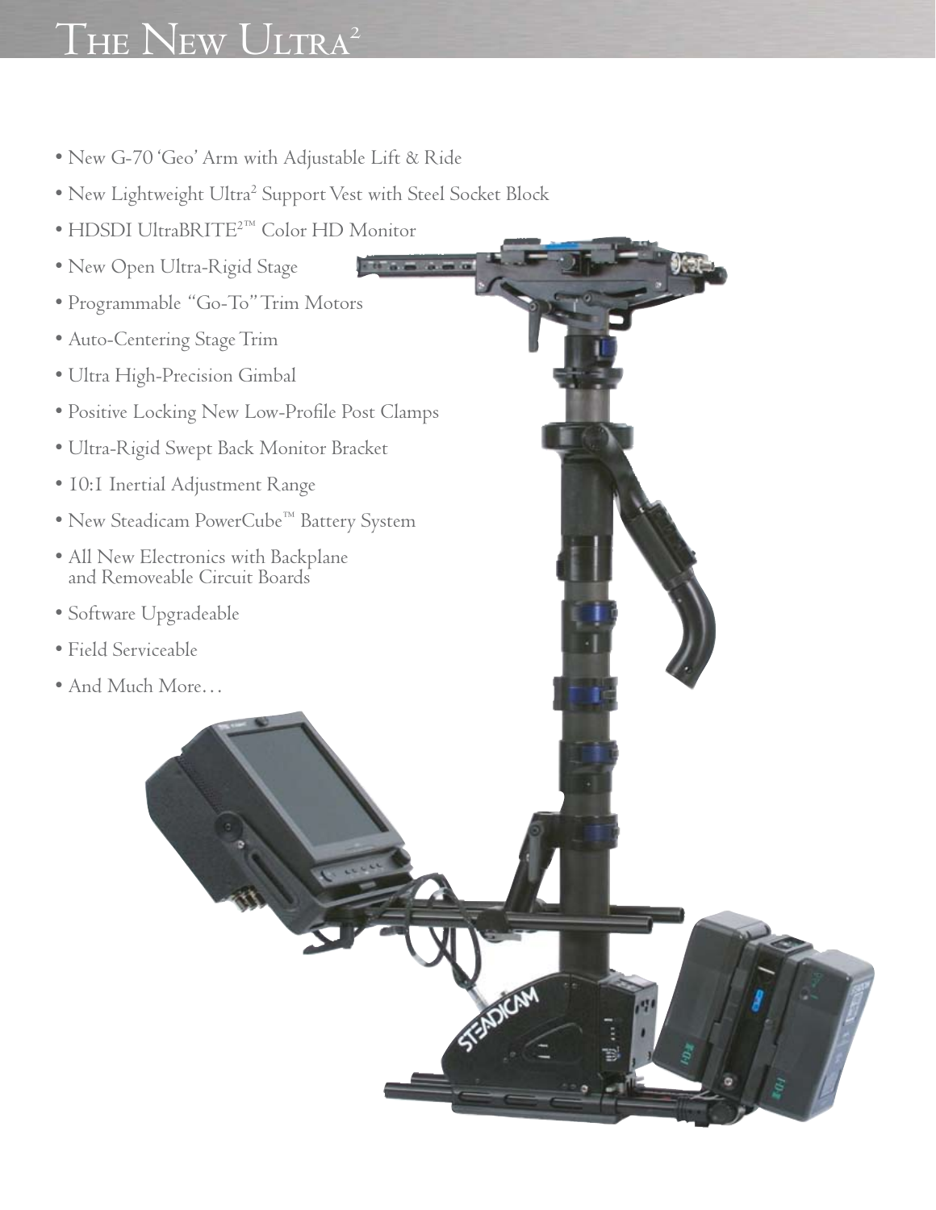# The New Ultra²

- New G-70 'Geo' Arm with Adjustable Lift & Ride
- New Lightweight Ultra² Support Vest with Steel Socket Block
- HDSDI UltraBRITE²™ Color HD Monitor
- New Open Ultra-Rigid Stage
- Programmable "Go-To" Trim Motors
- Auto-Centering Stage Trim
- Ultra High-Precision Gimbal
- Positive Locking New Low-Profile Post Clamps
- Ultra-Rigid Swept Back Monitor Bracket
- 10:1 Inertial Adjustment Range
- New Steadicam PowerCube™ Battery System
- All New Electronics with Backplane and Removeable Circuit Boards
- Software Upgradeable
- Field Serviceable
- And Much More…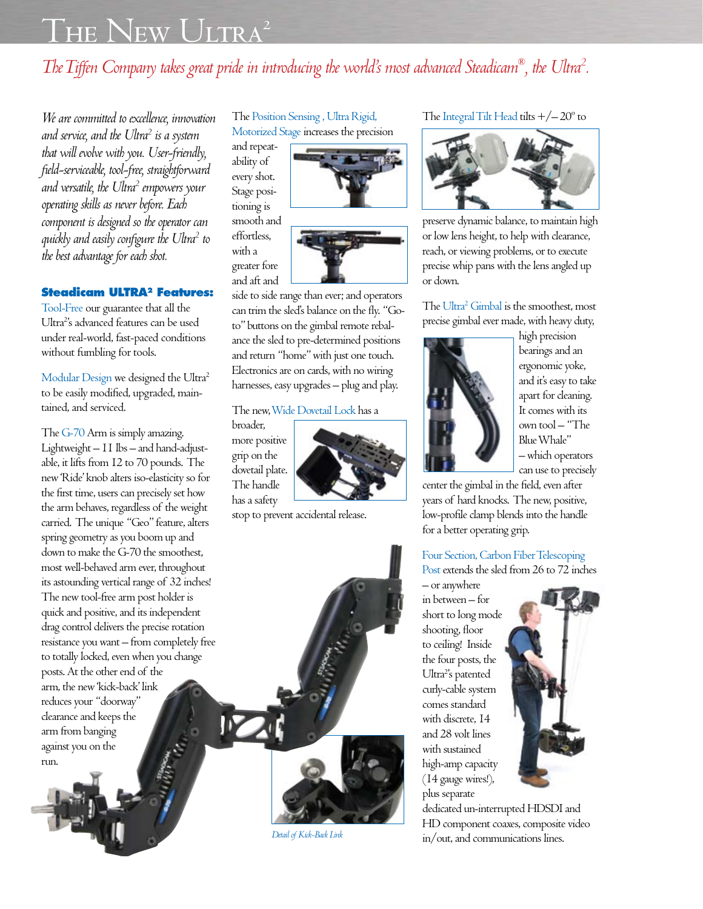# The New Ultra²

*The Tiffen Company takes great pride in introducing the world's most advanced Steadicam®, the Ultra².*

*We are committed to excellence, innovation and service, and the Ultra² is a system that will evolve with you. User-friendly, field-serviceable, tool-free, straightforward and versatile, the Ultra² empowers your operating skills as never before. Each component is designed so the operator can quickly and easily configure the Ultra² to the best advantage for each shot.*

## Steadicam ULTRA² Features:

Tool-Free our guarantee that all the Ultra²'s advanced features can be used under real-world, fast-paced conditions without fumbling for tools.

Modular Design we designed the Ultra² to be easily modified, upgraded, maintained, and serviced.

The G-70 Arm is simply amazing. Lightweight – 11 lbs – and hand-adjustable, it lifts from 12 to 70 pounds. The new 'Ride' knob alters iso-elasticity so for the first time, users can precisely set how the arm behaves, regardless of the weight carried. The unique "Geo" feature, alters spring geometry as you boom up and down to make the G-70 the smoothest, most well-behaved arm ever, throughout its astounding vertical range of 32 inches! The new tool-free arm post holder is quick and positive, and its independent drag control delivers the precise rotation resistance you want – from completely free to totally locked, even when you change posts. At the other end of the arm, the new 'kick-back' link reduces your "doorway" clearance and keeps the arm from banging against you on the run.

The Position Sensing , Ultra Rigid, Motorized Stage increases the precision and repeatability of every shot. Stage positioning is smooth and effortless, with a greater fore and aft and side to side range than ever; and operators can trim the sled's balance on the fly. "Go-to" buttons on the gimbal remote rebalance the sled to pre-determined positions and return "home" with just one touch. Electronics are on cards, with no wiring harnesses, easy upgrades – plug and play.

The new, Wide Dovetail Lock has a broader, more positive grip on the dovetail plate. The handle has a safety stop to prevent accidental release.

*Detail of Kick-Back Link*

The Integral Tilt Head tilts +/– 20° to preserve dynamic balance, to maintain high or low lens height, to help with clearance, reach, or viewing problems, or to execute precise whip pans with the lens angled up or down.

The Ultra² Gimbal is the smoothest, most precise gimbal ever made, with heavy duty, high precision bearings and an ergonomic yoke, and it's easy to take apart for cleaning. It comes with its own tool – "The Blue Whale" – which operators can use to precisely center the gimbal in the field, even after years of hard knocks. The new, positive, low-profile clamp blends into the handle for a better operating grip.

Four Section, Carbon Fiber Telescoping Post extends the sled from 26 to 72 inches – or anywhere in between – for short to long mode shooting, floor to ceiling! Inside the four posts, the Ultra²'s patented curly-cable system comes standard with discrete, 14 and 28 volt lines with sustained high-amp capacity (14 gauge wires!), plus separate dedicated un-interrupted HDSDI and HD component coaxes, composite video in/out, and communications lines.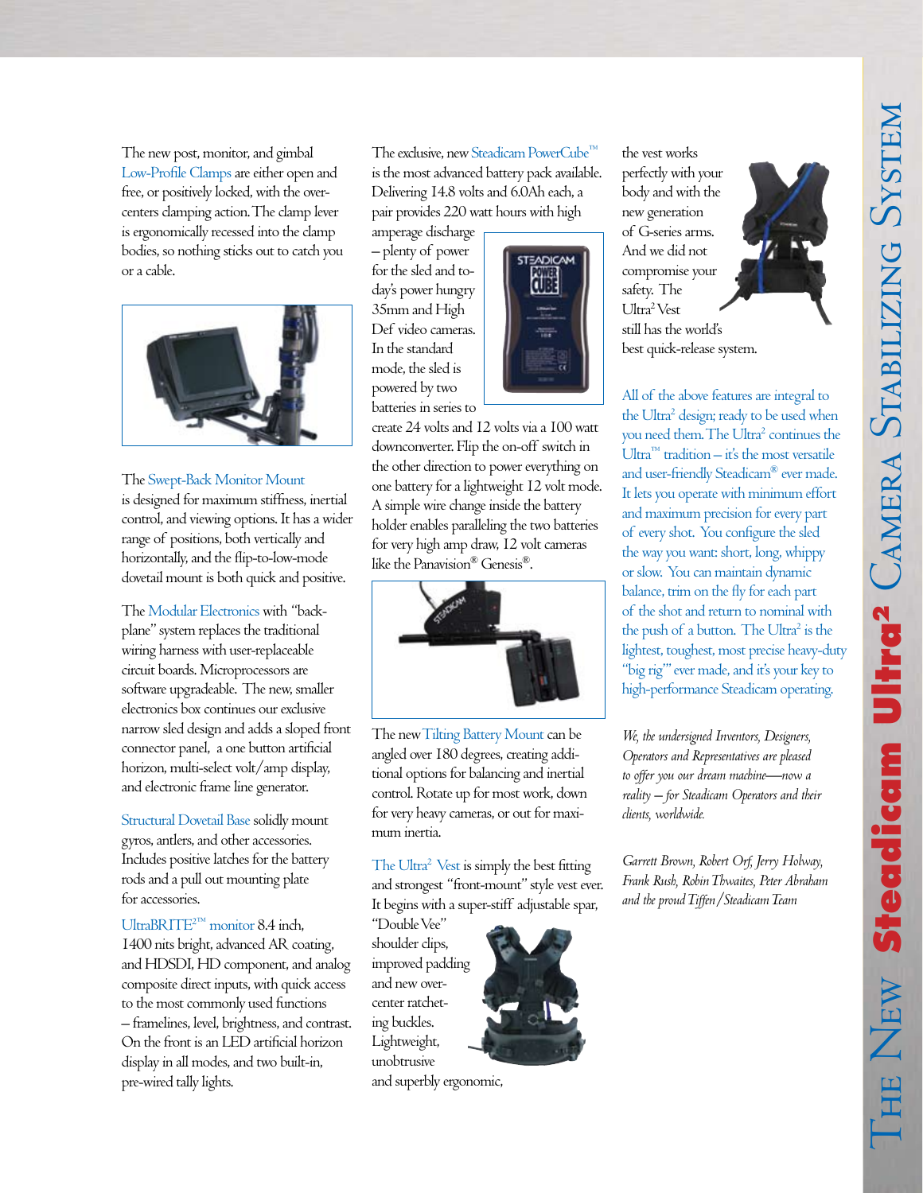The new post, monitor, and gimbal Low-Profile Clamps are either open and free, or positively locked, with the over-centers clamping action. The clamp lever is ergonomically recessed into the clamp bodies, so nothing sticks out to catch you or a cable.

The Swept-Back Monitor Mount is designed for maximum stiffness, inertial control, and viewing options. It has a wider range of positions, both vertically and horizontally, and the flip-to-low-mode dovetail mount is both quick and positive.

The Modular Electronics with "back-plane" system replaces the traditional wiring harness with user-replaceable circuit boards. Microprocessors are software upgradeable. The new, smaller electronics box continues our exclusive narrow sled design and adds a sloped front connector panel, a one button artificial horizon, multi-select volt/amp display, and electronic frame line generator.

Structural Dovetail Base solidly mount gyros, antlers, and other accessories. Includes positive latches for the battery rods and a pull out mounting plate for accessories.

UltraBRITE2™ monitor 8.4 inch, 1400 nits bright, advanced AR coating, and HDSDI, HD component, and analog composite direct inputs, with quick access to the most commonly used functions – framelines, level, brightness, and contrast. On the front is an LED artificial horizon display in all modes, and two built-in, pre-wired tally lights.

The exclusive, new Steadicam PowerCube™ is the most advanced battery pack available. Delivering 14.8 volts and 6.0Ah each, a pair provides 220 watt hours with high amperage discharge – plenty of power for the sled and today's power hungry 35mm and High Def video cameras. In the standard mode, the sled is powered by two batteries in series to create 24 volts and 12 volts via a 100 watt downconverter. Flip the on-off switch in the other direction to power everything on one battery for a lightweight 12 volt mode. A simple wire change inside the battery holder enables paralleling the two batteries for very high amp draw, 12 volt cameras like the Panavision® Genesis®.

The new Tilting Battery Mount can be angled over 180 degrees, creating additional options for balancing and inertial control. Rotate up for most work, down for very heavy cameras, or out for maximum inertia.

The Ultra² Vest is simply the best fitting and strongest "front-mount" style vest ever. It begins with a super-stiff adjustable spar, "Double Vee" shoulder clips, improved padding and new over-center ratcheting buckles. Lightweight, unobtrusive and superbly ergonomic, the vest works perfectly with your body and with the new generation of G-series arms. And we did not compromise your safety. The Ultra² Vest still has the world's best quick-release system.

All of the above features are integral to the Ultra² design; ready to be used when you need them. The Ultra² continues the Ultra™ tradition – it's the most versatile and user-friendly Steadicam® ever made. It lets you operate with minimum effort and maximum precision for every part of every shot. You configure the sled the way you want: short, long, whippy or slow. You can maintain dynamic balance, trim on the fly for each part of the shot and return to nominal with the push of a button. The Ultra² is the lightest, toughest, most precise heavy-duty "big rig" ever made, and it's your key to high-performance Steadicam operating.

*We, the undersigned Inventors, Designers, Operators and Representatives are pleased to offer you our dream machine—now a reality – for Steadicam Operators and their clients, worldwide.*

*Garrett Brown, Robert Orf, Jerry Holway, Frank Rush, Robin Thwaites, Peter Abraham and the proud Tiffen/Steadicam Team*

THE NEW **Steadicam Ultra²** CAMERA STABILIZING SYSTEM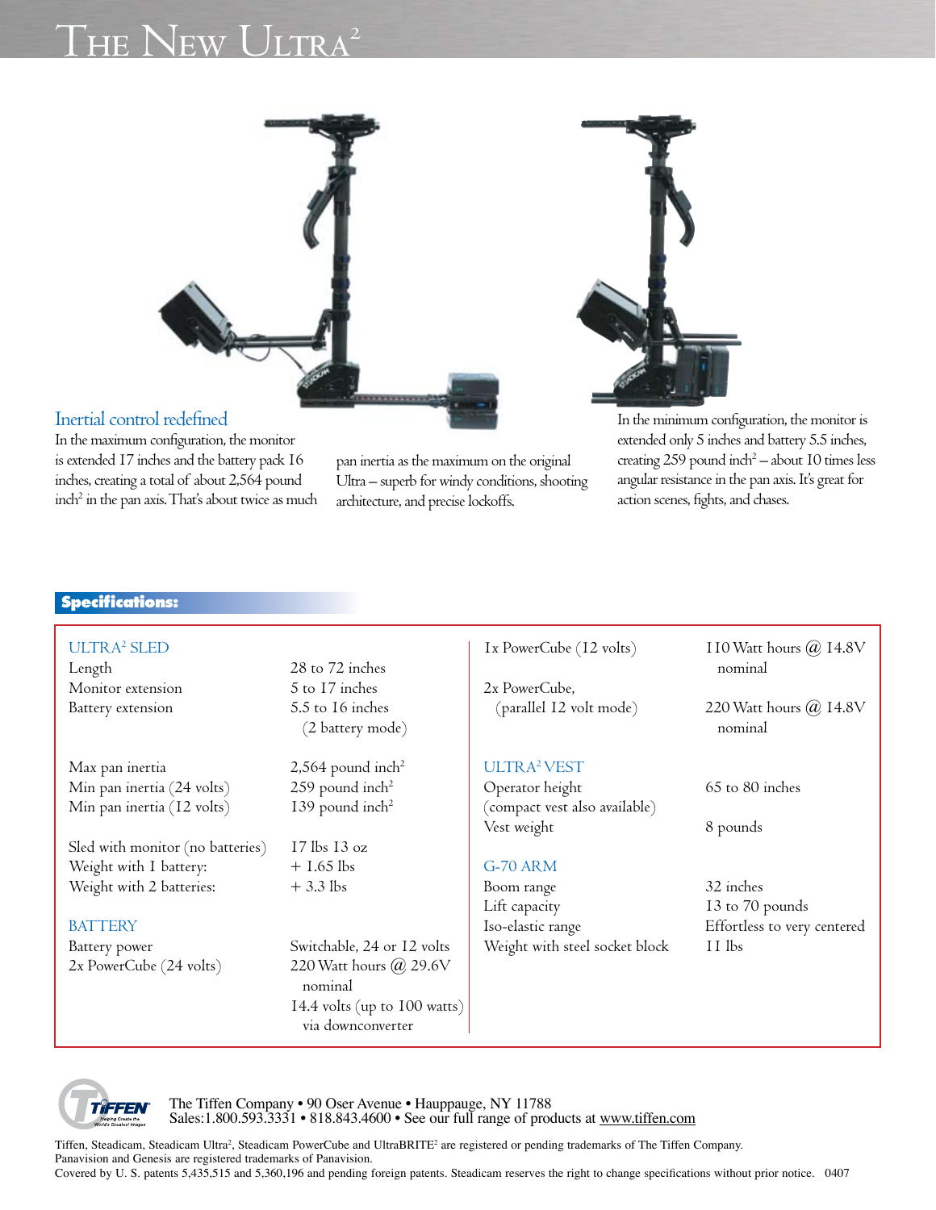# The New Ultra²

## Inertial control redefined

In the maximum configuration, the monitor is extended 17 inches and the battery pack 16 inches, creating a total of about 2,564 pound inch² in the pan axis. That's about twice as much pan inertia as the maximum on the original Ultra – superb for windy conditions, shooting architecture, and precise lockoffs.

In the minimum configuration, the monitor is extended only 5 inches and battery 5.5 inches, creating 259 pound inch² – about 10 times less angular resistance in the pan axis. It's great for action scenes, fights, and chases.

## Specifications:

| | | | |
|---|---|---|---|
| **ULTRA² SLED** | | 1x PowerCube (12 volts) | 110 Watt hours @ 14.8V nominal |
| Length | 28 to 72 inches | 2x PowerCube, (parallel 12 volt mode) | 220 Watt hours @ 14.8V nominal |
| Monitor extension | 5 to 17 inches | | |
| Battery extension | 5.5 to 16 inches (2 battery mode) | **ULTRA² VEST** | |
| Max pan inertia | 2,564 pound inch² | Operator height (compact vest also available) | 65 to 80 inches |
| Min pan inertia (24 volts) | 259 pound inch² | Vest weight | 8 pounds |
| Min pan inertia (12 volts) | 139 pound inch² | | |
| Sled with monitor (no batteries) | 17 lbs 13 oz | **G-70 ARM** | |
| Weight with 1 battery: | + 1.65 lbs | Boom range | 32 inches |
| Weight with 2 batteries: | + 3.3 lbs | Lift capacity | 13 to 70 pounds |
| **BATTERY** | | Iso-elastic range | Effortless to very centered |
| Battery power | Switchable, 24 or 12 volts | Weight with steel socket block | 11 lbs |
| 2x PowerCube (24 volts) | 220 Watt hours @ 29.6V nominal; 14.4 volts (up to 100 watts) via downconverter | | |

The Tiffen Company • 90 Oser Avenue • Hauppauge, NY 11788
Sales:1.800.593.3331 • 818.843.4600 • See our full range of products at www.tiffen.com

Tiffen, Steadicam, Steadicam Ultra², Steadicam PowerCube and UltraBRITE² are registered or pending trademarks of The Tiffen Company.
Panavision and Genesis are registered trademarks of Panavision.
Covered by U. S. patents 5,435,515 and 5,360,196 and pending foreign patents. Steadicam reserves the right to change specifications without prior notice. 0407